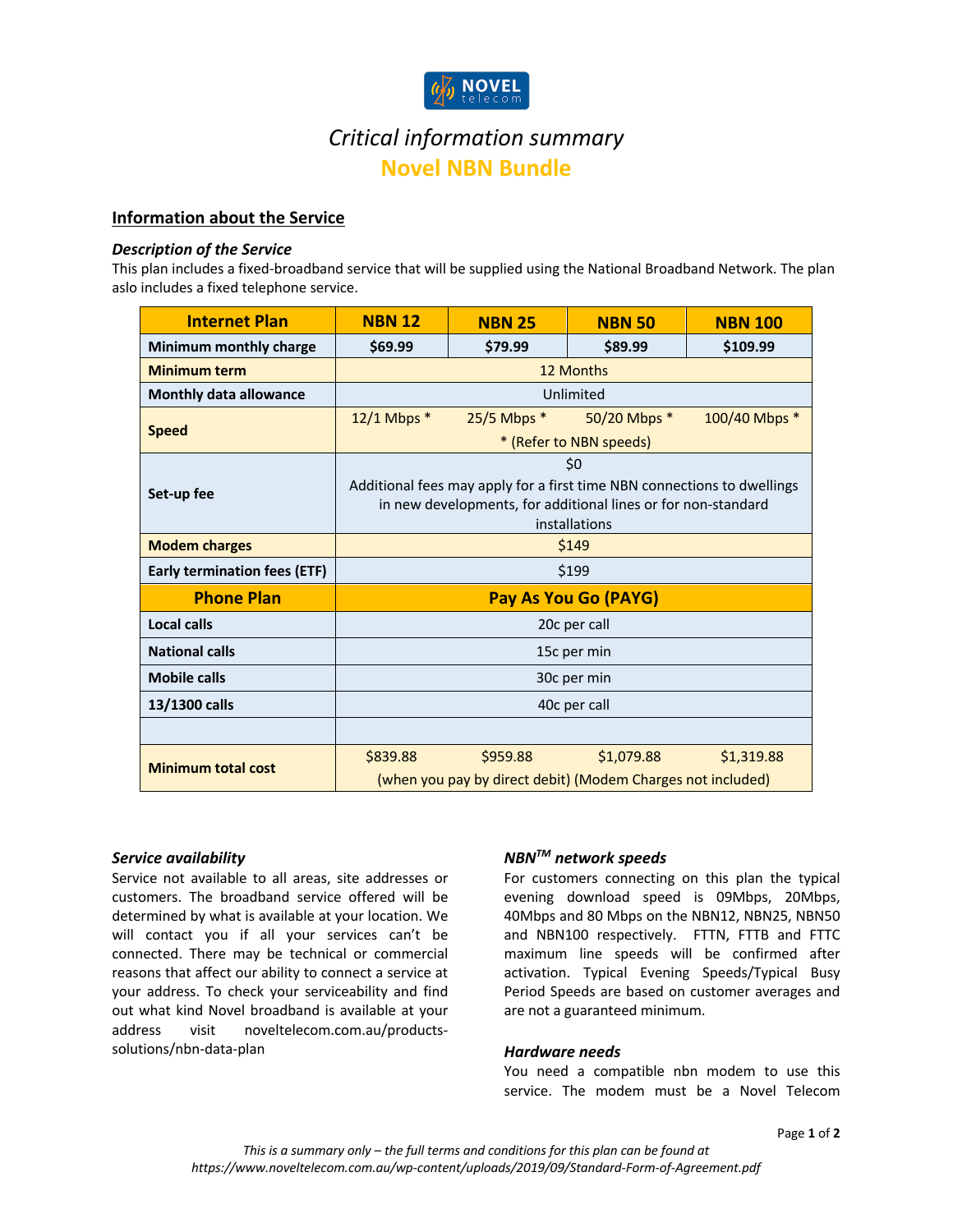NOVEL telecom

# *Critical information summary*

## Novel NBN Bundle

### Information about the Service

#### *Description of the Service*

This plan includes a fixed-broadband service that will be supplied using the National Broadband Network. The plan aslo includes a fixed telephone service.

| Internet Plan | NBN 12 | NBN 25 | NBN 50 | NBN 100 |
|---|---|---|---|---|
| Minimum monthly charge | $69.99 | $79.99 | $89.99 | $109.99 |
| Minimum term | 12 Months | | | |
| Monthly data allowance | Unlimited | | | |
| Speed | 12/1 Mbps * | 25/5 Mbps * | 50/20 Mbps * | 100/40 Mbps * |
| | * (Refer to NBN speeds) | | | |
| Set-up fee | $0<br>Additional fees may apply for a first time NBN connections to dwellings in new developments, for additional lines or for non-standard installations | | | |
| Modem charges | $149 | | | |
| Early termination fees (ETF) | $199 | | | |
| **Phone Plan** | **Pay As You Go (PAYG)** | | | |
| Local calls | 20c per call | | | |
| National calls | 15c per min | | | |
| Mobile calls | 30c per min | | | |
| 13/1300 calls | 40c per call | | | |
| | | | | |
| Minimum total cost | $839.88 | $959.88 | $1,079.88 | $1,319.88 |
| | (when you pay by direct debit) (Modem Charges not included) | | | |

#### *Service availability*

Service not available to all areas, site addresses or customers. The broadband service offered will be determined by what is available at your location. We will contact you if all your services can't be connected. There may be technical or commercial reasons that affect our ability to connect a service at your address. To check your serviceability and find out what kind Novel broadband is available at your address visit noveltelecom.com.au/products-solutions/nbn-data-plan

#### *NBN[TM] network speeds*

For customers connecting on this plan the typical evening download speed is 09Mbps, 20Mbps, 40Mbps and 80 Mbps on the NBN12, NBN25, NBN50 and NBN100 respectively. FTTN, FTTB and FTTC maximum line speeds will be confirmed after activation. Typical Evening Speeds/Typical Busy Period Speeds are based on customer averages and are not a guaranteed minimum.

#### *Hardware needs*

You need a compatible nbn modem to use this service. The modem must be a Novel Telecom

*This is a summary only – the full terms and conditions for this plan can be found at https://www.noveltelecom.com.au/wp-content/uploads/2019/09/Standard-Form-of-Agreement.pdf*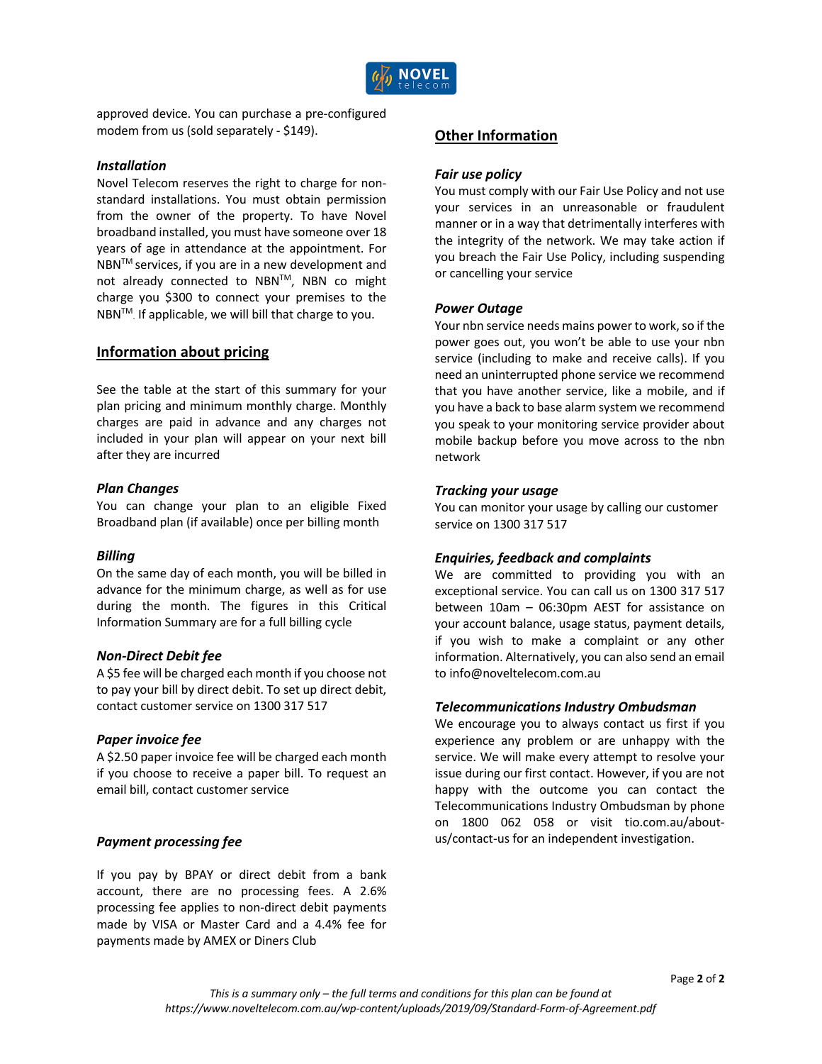approved device. You can purchase a pre-configured modem from us (sold separately - $149).

### *Installation*

Novel Telecom reserves the right to charge for non-standard installations. You must obtain permission from the owner of the property. To have Novel broadband installed, you must have someone over 18 years of age in attendance at the appointment. For NBN™ services, if you are in a new development and not already connected to NBN™, NBN co might charge you $300 to connect your premises to the NBN™. If applicable, we will bill that charge to you.

## Information about pricing

See the table at the start of this summary for your plan pricing and minimum monthly charge. Monthly charges are paid in advance and any charges not included in your plan will appear on your next bill after they are incurred

### *Plan Changes*

You can change your plan to an eligible Fixed Broadband plan (if available) once per billing month

### *Billing*

On the same day of each month, you will be billed in advance for the minimum charge, as well as for use during the month. The figures in this Critical Information Summary are for a full billing cycle

### *Non-Direct Debit fee*

A $5 fee will be charged each month if you choose not to pay your bill by direct debit. To set up direct debit, contact customer service on 1300 317 517

### *Paper invoice fee*

A $2.50 paper invoice fee will be charged each month if you choose to receive a paper bill. To request an email bill, contact customer service

### *Payment processing fee*

If you pay by BPAY or direct debit from a bank account, there are no processing fees. A 2.6% processing fee applies to non-direct debit payments made by VISA or Master Card and a 4.4% fee for payments made by AMEX or Diners Club

## Other Information

### *Fair use policy*

You must comply with our Fair Use Policy and not use your services in an unreasonable or fraudulent manner or in a way that detrimentally interferes with the integrity of the network. We may take action if you breach the Fair Use Policy, including suspending or cancelling your service

### *Power Outage*

Your nbn service needs mains power to work, so if the power goes out, you won't be able to use your nbn service (including to make and receive calls). If you need an uninterrupted phone service we recommend that you have another service, like a mobile, and if you have a back to base alarm system we recommend you speak to your monitoring service provider about mobile backup before you move across to the nbn network

### *Tracking your usage*

You can monitor your usage by calling our customer service on 1300 317 517

### *Enquiries, feedback and complaints*

We are committed to providing you with an exceptional service. You can call us on 1300 317 517 between 10am – 06:30pm AEST for assistance on your account balance, usage status, payment details, if you wish to make a complaint or any other information. Alternatively, you can also send an email to info@noveltelecom.com.au

### *Telecommunications Industry Ombudsman*

We encourage you to always contact us first if you experience any problem or are unhappy with the service. We will make every attempt to resolve your issue during our first contact. However, if you are not happy with the outcome you can contact the Telecommunications Industry Ombudsman by phone on 1800 062 058 or visit tio.com.au/about-us/contact-us for an independent investigation.

*This is a summary only – the full terms and conditions for this plan can be found at https://www.noveltelecom.com.au/wp-content/uploads/2019/09/Standard-Form-of-Agreement.pdf*